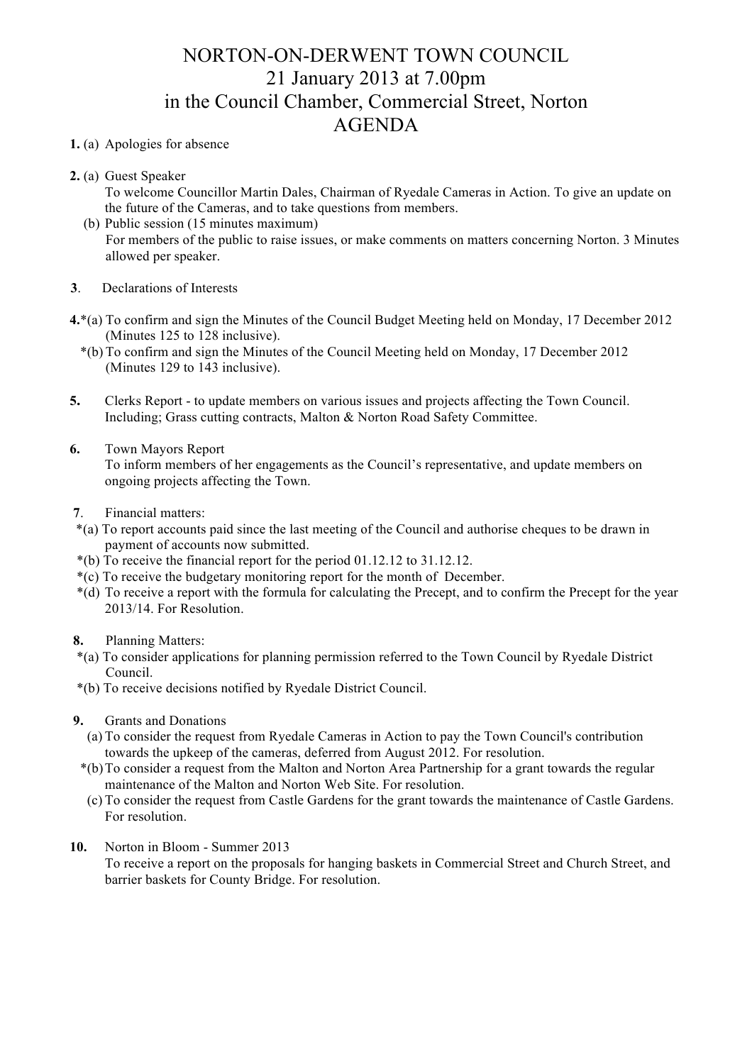# NORTON-ON-DERWENT TOWN COUNCIL
## 21 January 2013 at 7.00pm
## in the Council Chamber, Commercial Street, Norton
## AGENDA

**1.** (a) Apologies for absence

**2.** (a) Guest Speaker
To welcome Councillor Martin Dales, Chairman of Ryedale Cameras in Action. To give an update on the future of the Cameras, and to take questions from members.

(b) Public session (15 minutes maximum)
For members of the public to raise issues, or make comments on matters concerning Norton. 3 Minutes allowed per speaker.

**3**. Declarations of Interests

**4.***(a) To confirm and sign the Minutes of the Council Budget Meeting held on Monday, 17 December 2012 (Minutes 125 to 128 inclusive).

*(b) To confirm and sign the Minutes of the Council Meeting held on Monday, 17 December 2012 (Minutes 129 to 143 inclusive).

**5.** Clerks Report - to update members on various issues and projects affecting the Town Council. Including; Grass cutting contracts, Malton & Norton Road Safety Committee.

**6.** Town Mayors Report
To inform members of her engagements as the Council's representative, and update members on ongoing projects affecting the Town.

**7**. Financial matters:

*(a) To report accounts paid since the last meeting of the Council and authorise cheques to be drawn in payment of accounts now submitted.

*(b) To receive the financial report for the period 01.12.12 to 31.12.12.

*(c) To receive the budgetary monitoring report for the month of December.

*(d) To receive a report with the formula for calculating the Precept, and to confirm the Precept for the year 2013/14. For Resolution.

**8.** Planning Matters:

*(a) To consider applications for planning permission referred to the Town Council by Ryedale District Council.

*(b) To receive decisions notified by Ryedale District Council.

**9.** Grants and Donations

(a) To consider the request from Ryedale Cameras in Action to pay the Town Council's contribution towards the upkeep of the cameras, deferred from August 2012. For resolution.

*(b) To consider a request from the Malton and Norton Area Partnership for a grant towards the regular maintenance of the Malton and Norton Web Site. For resolution.

(c) To consider the request from Castle Gardens for the grant towards the maintenance of Castle Gardens. For resolution.

**10.** Norton in Bloom - Summer 2013
To receive a report on the proposals for hanging baskets in Commercial Street and Church Street, and barrier baskets for County Bridge. For resolution.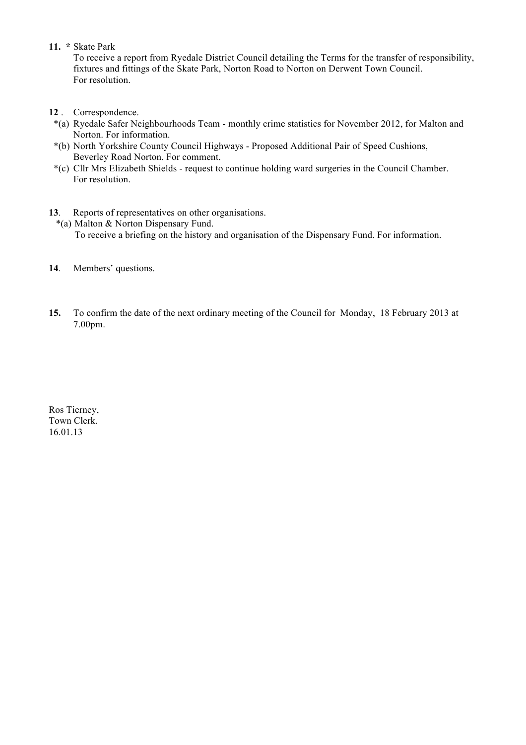**11.** * Skate Park

To receive a report from Ryedale District Council detailing the Terms for the transfer of responsibility, fixtures and fittings of the Skate Park, Norton Road to Norton on Derwent Town Council.
For resolution.

**12** . Correspondence.

*(a) Ryedale Safer Neighbourhoods Team - monthly crime statistics for November 2012, for Malton and Norton. For information.

*(b) North Yorkshire County Council Highways - Proposed Additional Pair of Speed Cushions, Beverley Road Norton. For comment.

*(c) Cllr Mrs Elizabeth Shields - request to continue holding ward surgeries in the Council Chamber. For resolution.

**13**. Reports of representatives on other organisations.

*(a) Malton & Norton Dispensary Fund.
To receive a briefing on the history and organisation of the Dispensary Fund. For information.

**14**. Members' questions.

**15.** To confirm the date of the next ordinary meeting of the Council for Monday, 18 February 2013 at 7.00pm.

Ros Tierney,
Town Clerk.
16.01.13